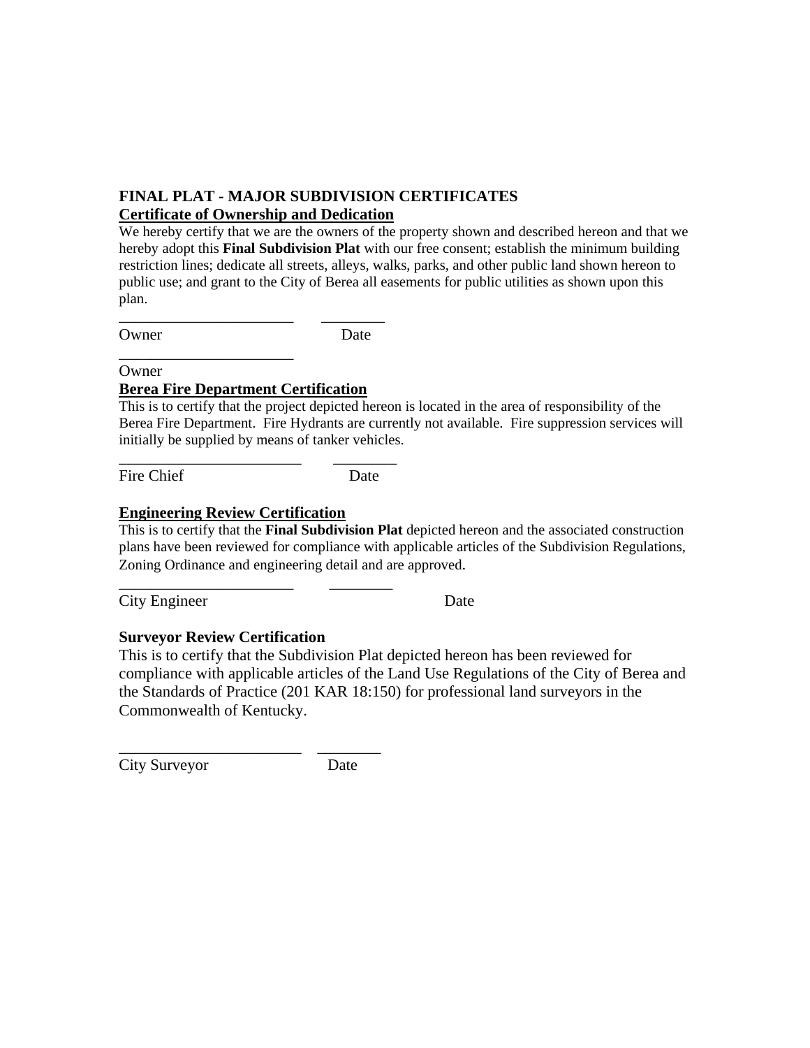**FINAL PLAT - MAJOR SUBDIVISION CERTIFICATES**

**Certificate of Ownership and Dedication**

We hereby certify that we are the owners of the property shown and described hereon and that we hereby adopt this **Final Subdivision Plat** with our free consent; establish the minimum building restriction lines; dedicate all streets, alleys, walks, parks, and other public land shown hereon to public use; and grant to the City of Berea all easements for public utilities as shown upon this plan.

______________________ ________

Owner Date

______________________

Owner

**Berea Fire Department Certification**

This is to certify that the project depicted hereon is located in the area of responsibility of the Berea Fire Department. Fire Hydrants are currently not available. Fire suppression services will initially be supplied by means of tanker vehicles.

_______________________ ________

Fire Chief Date

**Engineering Review Certification**

This is to certify that the **Final Subdivision Plat** depicted hereon and the associated construction plans have been reviewed for compliance with applicable articles of the Subdivision Regulations, Zoning Ordinance and engineering detail and are approved.

______________________ ________

City Engineer Date

**Surveyor Review Certification**

This is to certify that the Subdivision Plat depicted hereon has been reviewed for compliance with applicable articles of the Land Use Regulations of the City of Berea and the Standards of Practice (201 KAR 18:150) for professional land surveyors in the Commonwealth of Kentucky.

_______________________ ________

City Surveyor Date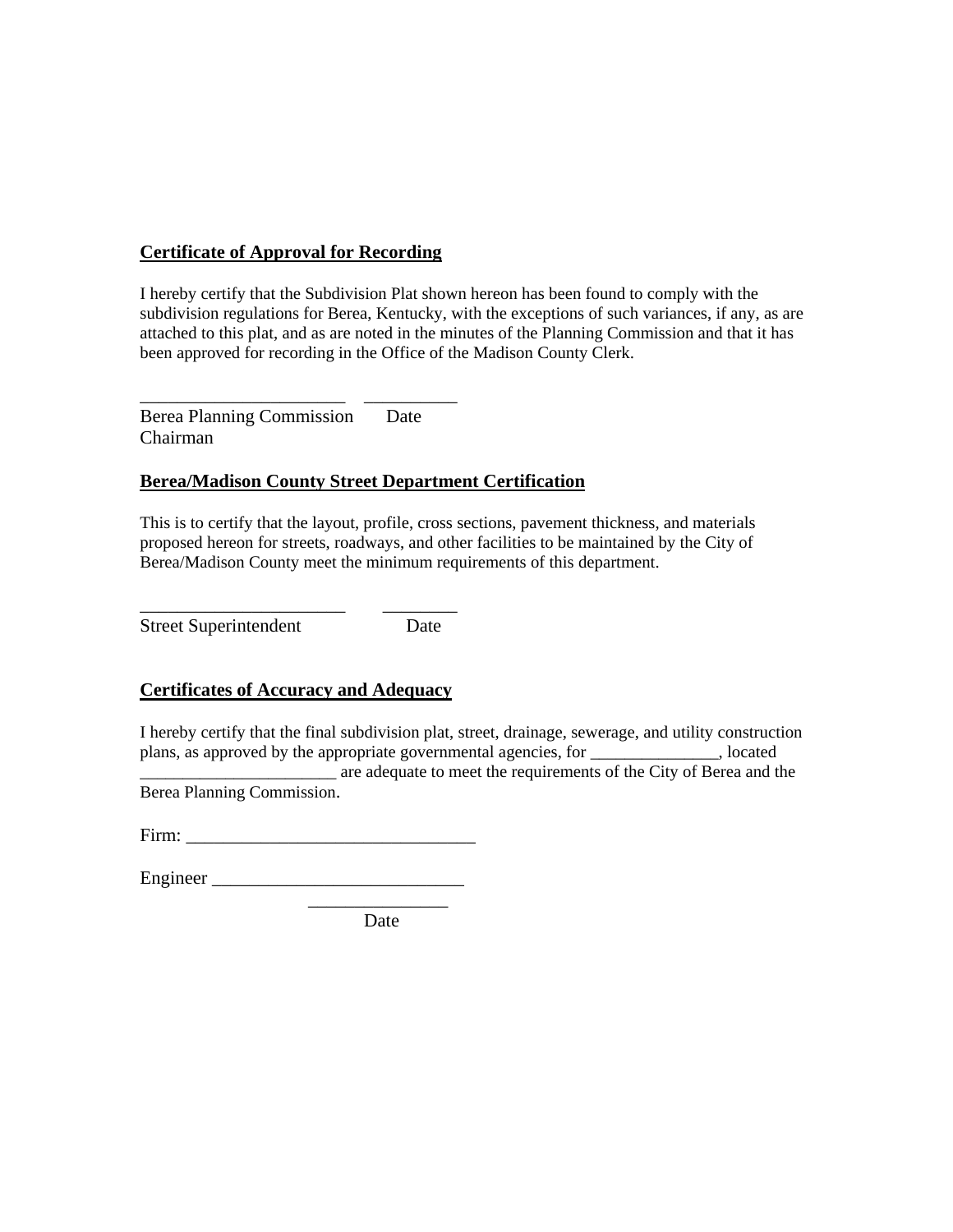**<u>Certificate of Approval for Recording</u>**

I hereby certify that the Subdivision Plat shown hereon has been found to comply with the subdivision regulations for Berea, Kentucky, with the exceptions of such variances, if any, as are attached to this plat, and as are noted in the minutes of the Planning Commission and that it has been approved for recording in the Office of the Madison County Clerk.

______________________ __________
Berea Planning Commission Date
Chairman

**<u>Berea/Madison County Street Department Certification</u>**

This is to certify that the layout, profile, cross sections, pavement thickness, and materials proposed hereon for streets, roadways, and other facilities to be maintained by the City of Berea/Madison County meet the minimum requirements of this department.

______________________ ________
Street Superintendent Date

**<u>Certificates of Accuracy and Adequacy</u>**

I hereby certify that the final subdivision plat, street, drainage, sewerage, and utility construction plans, as approved by the appropriate governmental agencies, for _______________, located ______________________ are adequate to meet the requirements of the City of Berea and the Berea Planning Commission.

Firm: _______________________________

Engineer ___________________________

_______________
Date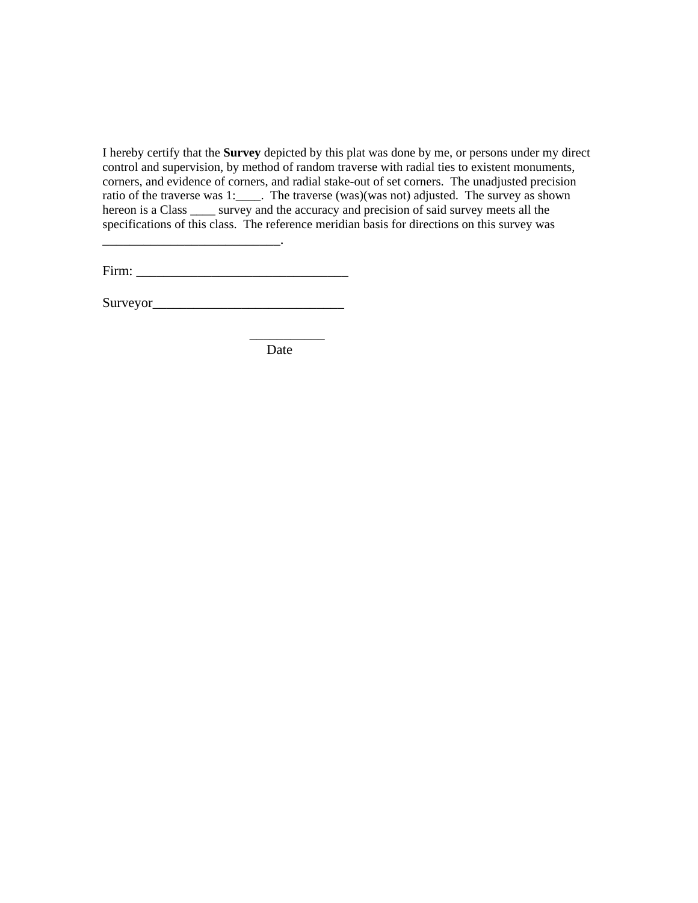I hereby certify that the **Survey** depicted by this plat was done by me, or persons under my direct control and supervision, by method of random traverse with radial ties to existent monuments, corners, and evidence of corners, and radial stake-out of set corners. The unadjusted precision ratio of the traverse was 1:____. The traverse (was)(was not) adjusted. The survey as shown hereon is a Class ____ survey and the accuracy and precision of said survey meets all the specifications of this class. The reference meridian basis for directions on this survey was ___________________________.

Firm: _______________________________

Surveyor____________________________

___________

Date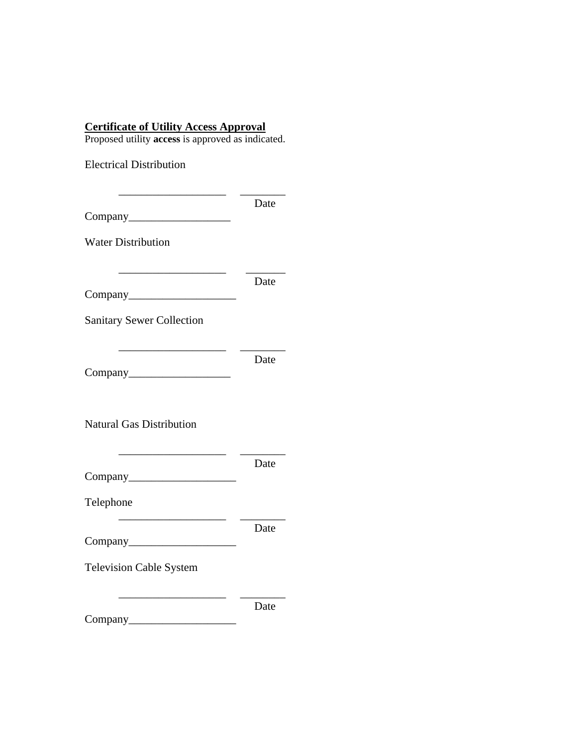**<u>Certificate of Utility Access Approval</u>**
Proposed utility **access** is approved as indicated.

Electrical Distribution

\_\_\_\_\_\_\_\_\_\_\_\_\_\_\_\_\_\_\_ \_\_\_\_\_\_\_\_
Date
Company\_\_\_\_\_\_\_\_\_\_\_\_\_\_\_\_\_\_

Water Distribution

\_\_\_\_\_\_\_\_\_\_\_\_\_\_\_\_\_\_\_ \_\_\_\_\_\_\_
Date
Company\_\_\_\_\_\_\_\_\_\_\_\_\_\_\_\_\_\_\_

Sanitary Sewer Collection

\_\_\_\_\_\_\_\_\_\_\_\_\_\_\_\_\_\_\_ \_\_\_\_\_\_\_\_
Date
Company\_\_\_\_\_\_\_\_\_\_\_\_\_\_\_\_\_\_

Natural Gas Distribution

\_\_\_\_\_\_\_\_\_\_\_\_\_\_\_\_\_\_\_ \_\_\_\_\_\_\_\_
Date
Company\_\_\_\_\_\_\_\_\_\_\_\_\_\_\_\_\_\_\_

Telephone

\_\_\_\_\_\_\_\_\_\_\_\_\_\_\_\_\_\_\_ \_\_\_\_\_\_\_\_
Date
Company\_\_\_\_\_\_\_\_\_\_\_\_\_\_\_\_\_\_\_

Television Cable System

\_\_\_\_\_\_\_\_\_\_\_\_\_\_\_\_\_\_\_ \_\_\_\_\_\_\_\_
Date
Company\_\_\_\_\_\_\_\_\_\_\_\_\_\_\_\_\_\_\_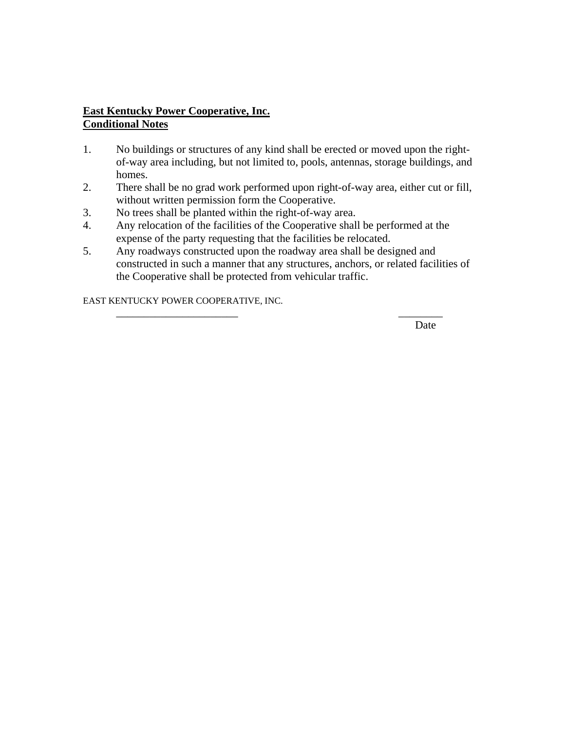**East Kentucky Power Cooperative, Inc.**
**Conditional Notes**

1. No buildings or structures of any kind shall be erected or moved upon the right-of-way area including, but not limited to, pools, antennas, storage buildings, and homes.
2. There shall be no grad work performed upon right-of-way area, either cut or fill, without written permission form the Cooperative.
3. No trees shall be planted within the right-of-way area.
4. Any relocation of the facilities of the Cooperative shall be performed at the expense of the party requesting that the facilities be relocated.
5. Any roadways constructed upon the roadway area shall be designed and constructed in such a manner that any structures, anchors, or related facilities of the Cooperative shall be protected from vehicular traffic.

EAST KENTUCKY POWER COOPERATIVE, INC.

\_\_\_\_\_\_\_\_\_\_\_\_\_\_\_\_\_\_\_\_\_\_\_\_ \_\_\_\_\_\_\_\_\_

Date